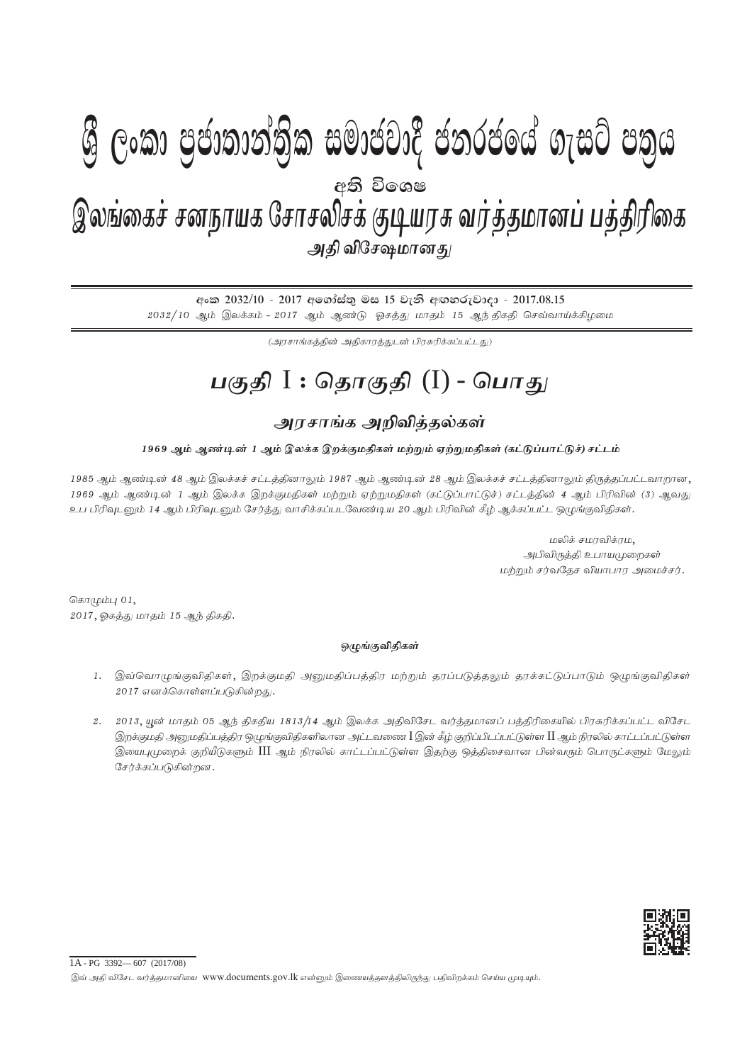# ශ්‍රී ලංකා ප්‍රජාතාන්ත්‍රික සමාජවාදී ජනරජයේ ගැසට් පත්‍රය

අති විශෙෂ

# இலங்கைச் சனநாயக சோசலிசக் குடியரசு வர்த்தமானப் பத்திரிகை

அதி விசேஷமானது

අංක 2032/10 - 2017 අගෝස්තු මස 15 වැනි අඟහරුවාදා - 2017.08.15

2032/10 ஆம் இலக்கம் - 2017 ஆம் ஆண்டு ஓகத்து மாதம் 15 ஆந் திகதி செவ்வாய்க்கிழமை

(அரசாங்கத்தின் அதிகாரத்துடன் பிரசுரிக்கப்பட்டது)

# பகுதி I : தொகுதி (I) - பொது

## அரசாங்க அறிவித்தல்கள்

### 1969 ஆம் ஆண்டின் 1 ஆம் இலக்க இறக்குமதிகள் மற்றும் ஏற்றுமதிகள் (கட்டுப்பாட்டுச்) சட்டம்

*1985 ஆம் ஆண்டின் 48 ஆம் இலக்கச் சட்டத்தினாலும் 1987 ஆம் ஆண்டின் 28 ஆம் இலக்கச் சட்டத்தினாலும் திருத்தப்பட்டவாறான, 1969 ஆம் ஆண்டின் 1 ஆம் இலக்க இறக்குமதிகள் மற்றும் ஏற்றுமதிகள் (கட்டுப்பாட்டுச்) சட்டத்தின் 4 ஆம் பிரிவின் (3) ஆவது உப பிரிவுடனும் 14 ஆம் பிரிவுடனும் சேர்த்து வாசிக்கப்படவேண்டிய 20 ஆம் பிரிவின் கீழ் ஆக்கப்பட்ட ஒழுங்குவிதிகள்.*

மலிக் சமரவிக்ரம,
அபிவிருத்தி உபாயமுறைகள்
மற்றும் சர்வதேச வியாபார அமைச்சர்.

கொழும்பு 01,
2017, ஓகத்து மாதம் 15 ஆந் திகதி.

#### ஒழுங்குவிதிகள்

1. இவ்வொழுங்குவிதிகள், இறக்குமதி அனுமதிப்பத்திர மற்றும் தரப்படுத்தலும் தரக்கட்டுப்பாடும் ஒழுங்குவிதிகள் 2017 எனக்கொள்ளப்படுகின்றது.

2. 2013, யூன் மாதம் 05 ஆந் திகதிய 1813/14 ஆம் இலக்க அதிவிசேட வர்த்தமானப் பத்திரிகையில் பிரசுரிக்கப்பட்ட விசேட இறக்குமதி அனுமதிப்பத்திர ஒழுங்குவிதிகளிலான அட்டவணை I இன் கீழ் குறிப்பிடப்பட்டுள்ள II ஆம் நிரலில் காட்டப்பட்டுள்ள இயைபுமுறைக் குறியீடுகளும் III ஆம் நிரலில் காட்டப்பட்டுள்ள இதற்கு ஒத்திசைவான பின்வரும் பொருட்களும் மேலும் சேர்க்கப்படுகின்றன.

1A - PG 3392— 607 (2017/08)

இவ் அதி விசேட வர்த்தமானியை www.documents.gov.lk என்னும் இணையத்தளத்திலிருந்து பதிவிறக்கம் செய்ய முடியும்.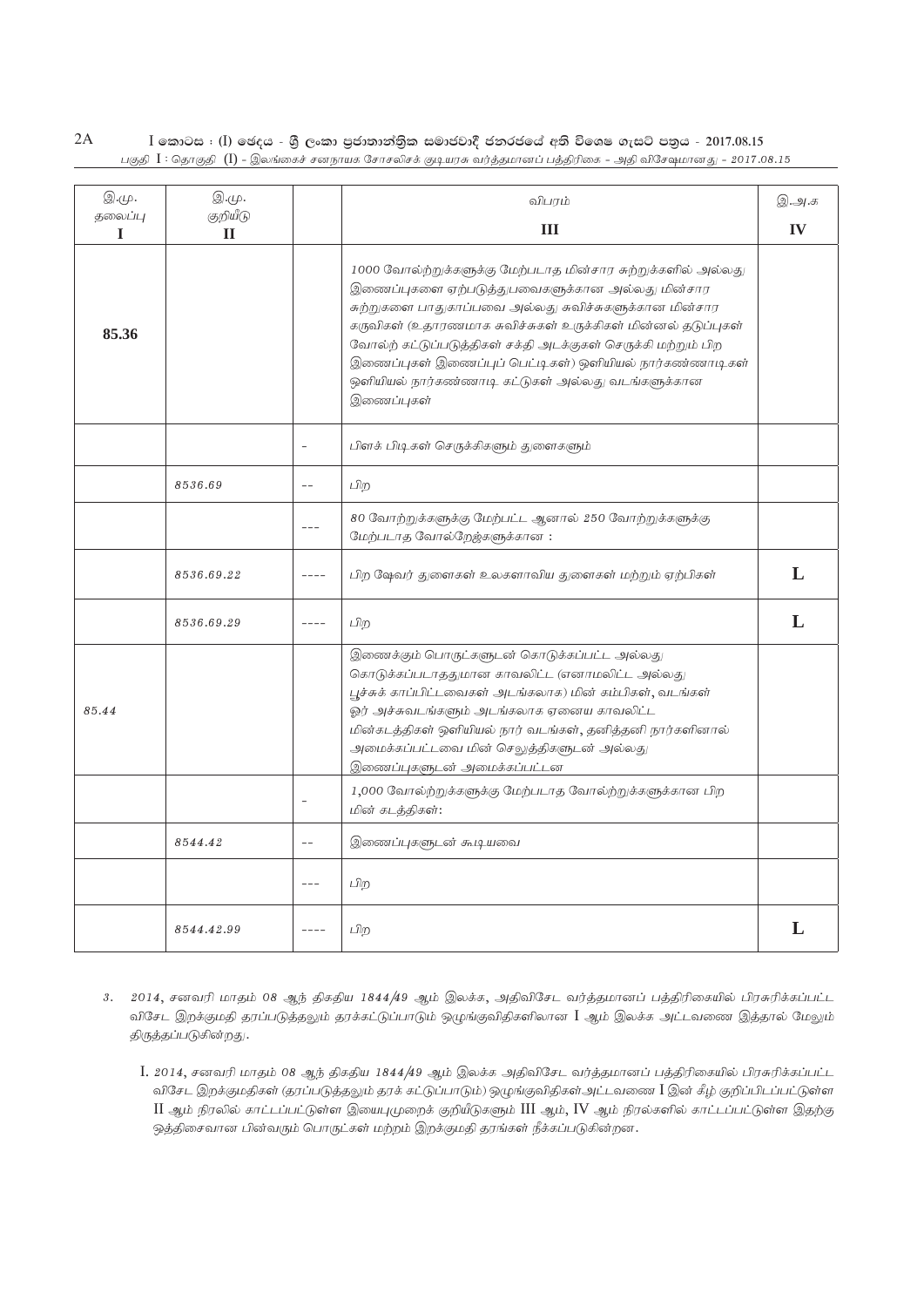| இ.மு. தலைப்பு I | இ.மு. குறியீடு II | | விபரம் III | இ.அ.க IV |
|---|---|---|---|---|
| **85.36** | | | 1000 வோல்ற்றுக்களுக்கு மேற்படாத மின்சார சுற்றுக்களில் அல்லது இணைப்புகளை ஏற்படுத்துபவைகளுக்கான அல்லது மின்சார சுற்றுகளை பாதுகாப்பவை அல்லது சுவிச்சுகளுக்கான மின்சார கருவிகள் (உதாரணமாக சுவிச்சுகள் உருக்கிகள் மின்னல் தடுப்புகள் வோல்ற் கட்டுப்படுத்திகள் சக்தி அடக்குகள் செருக்கி மற்றும் பிற இணைப்புகள் இணைப்புப் பெட்டிகள்) ஒளியியல் நார்கண்ணாடிகள் ஒளியியல் நார்கண்ணாடி கட்டுகள் அல்லது வடங்களுக்கான இணைப்புகள் | |
| | | - | பிளக் பிடிகள் செருக்கிகளும் துளைகளும் | |
| | 8536.69 | -- | பிற | |
| | | --- | 80 வோற்றுக்களுக்கு மேற்பட்ட ஆனால் 250 வோற்றுக்களுக்கு மேற்படாத வோல்றேஜ்களுக்கான : | |
| | 8536.69.22 | ---- | பிற ஷேவர் துளைகள் உலகளாவிய துளைகள் மற்றும் ஏற்பிகள் | **L** |
| | 8536.69.29 | ---- | பிற | **L** |
| 85.44 | | | இணைக்கும் பொருட்களுடன் கொடுக்கப்பட்ட அல்லது கொடுக்கப்படாததுமான காவலிட்ட (எனாமலிட்ட அல்லது பூச்சுக் காப்பிட்டவைகள் அடங்கலாக) மின் கம்பிகள், வடங்கள் ஓர் அச்சுவடங்களும் அடங்கலாக ஏனைய காவலிட்ட மின்கடத்திகள் ஒளியியல் நார் வடங்கள், தனித்தனி நார்களினால் அமைக்கப்பட்டவை மின் செலுத்திகளுடன் அல்லது இணைப்புகளுடன் அமைக்கப்பட்டன | |
| | | - | 1,000 வோல்ற்றுக்களுக்கு மேற்படாத வோல்ற்றுக்களுக்கான பிற மின் கடத்திகள்: | |
| | 8544.42 | -- | இணைப்புகளுடன் கூடியவை | |
| | | --- | பிற | |
| | 8544.42.99 | ---- | பிற | **L** |

3. 2014, சனவரி மாதம் 08 ஆந் திகதிய 1844/49 ஆம் இலக்க, அதிவிசேட வர்த்தமானப் பத்திரிகையில் பிரசுரிக்கப்பட்ட விசேட இறக்குமதி தரப்படுத்தலும் தரக்கட்டுப்பாடும் ஒழுங்குவிதிகளிலான I ஆம் இலக்க அட்டவணை இத்தால் மேலும் திருத்தப்படுகின்றது.

I. 2014, சனவரி மாதம் 08 ஆந் திகதிய 1844/49 ஆம் இலக்க அதிவிசேட வர்த்தமானப் பத்திரிகையில் பிரசுரிக்கப்பட்ட விசேட இறக்குமதிகள் (தரப்படுத்தலும் தரக் கட்டுப்பாடும்) ஒழுங்குவிதிகள்அட்டவணை I இன் கீழ் குறிப்பிடப்பட்டுள்ள II ஆம் நிரலில் காட்டப்பட்டுள்ள இயைபுமுறைக் குறியீடுகளும் III ஆம், IV ஆம் நிரல்களில் காட்டப்பட்டுள்ள இதற்கு ஒத்திசைவான பின்வரும் பொருட்கள் மற்றும் இறக்குமதி தரங்கள் நீக்கப்படுகின்றன.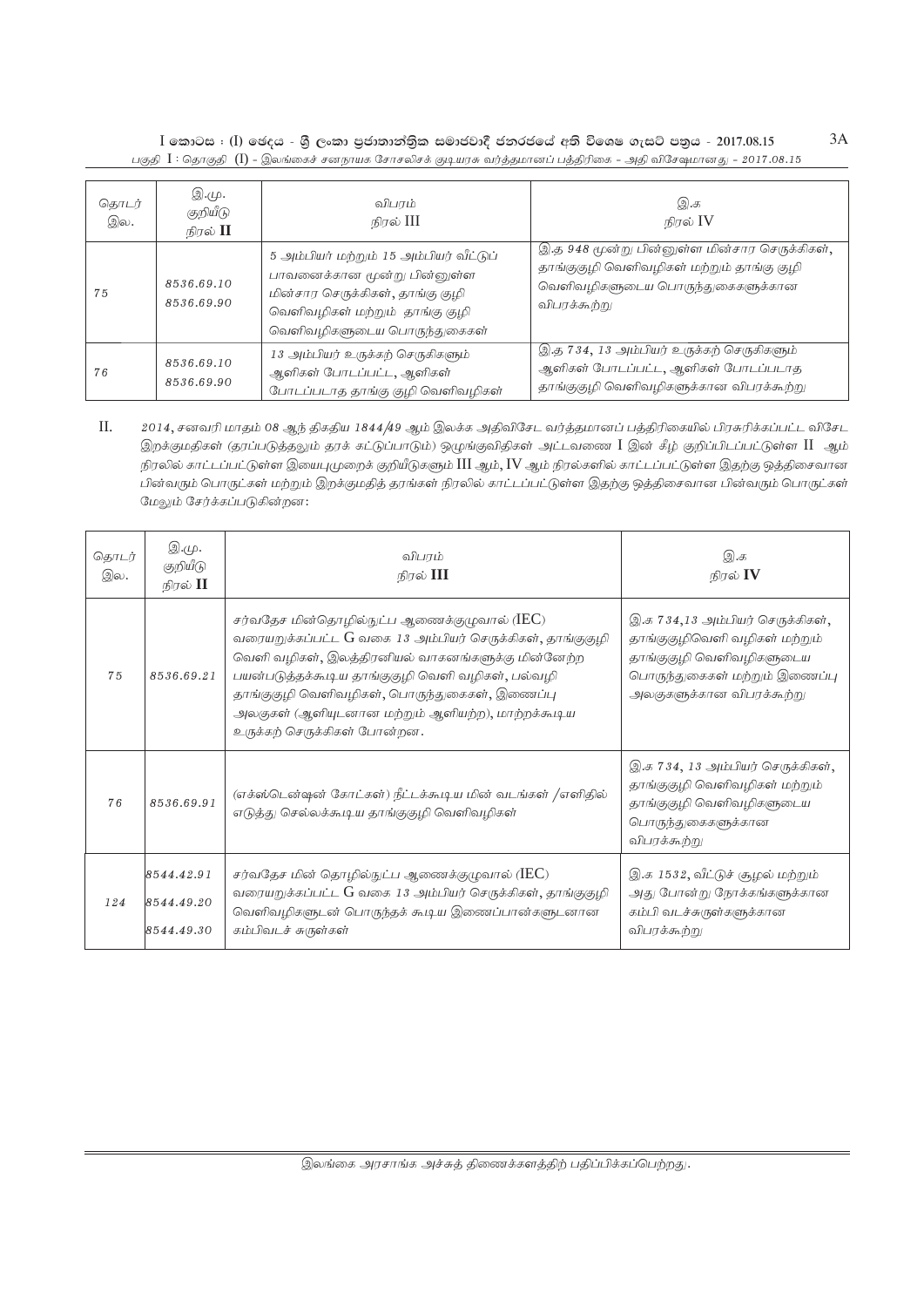| தொடர் இல. | இ.மு. குறியீடு நிரல் II | விபரம் நிரல் III | இ.க நிரல் IV |
|---|---|---|---|
| 75 | 8536.69.10<br>8536.69.90 | 5 அம்பியர் மற்றும் 15 அம்பியர் வீட்டுப் பாவனைக்கான மூன்று பின்னுள்ள மின்சார செருக்கிகள், தாங்கு குழி வெளிவழிகள் மற்றும் தாங்கு குழி வெளிவழிகளுடைய பொருந்துகைகள் | இ.த 948 மூன்று பின்னுள்ள மின்சார செருக்கிகள், தாங்குகுழி வெளிவழிகள் மற்றும் தாங்கு குழி வெளிவழிகளுடைய பொருந்துகைகளுக்கான விபரக்கூற்று |
| 76 | 8536.69.10<br>8536.69.90 | 13 அம்பியர் உருக்கற் செருகிகளும் ஆளிகள் போடப்பட்ட, ஆளிகள் போடப்படாத தாங்கு குழி வெளிவழிகள் | இ.த 734, 13 அம்பியர் உருக்கற் செருகிகளும் ஆளிகள் போடப்பட்ட, ஆளிகள் போடப்படாத தாங்குகுழி வெளிவழிகளுக்கான விபரக்கூற்று |

II. *2014, சனவரி மாதம் 08 ஆந் திகதிய 1844/49 ஆம் இலக்க அதிவிசேட வர்த்தமானப் பத்திரிகையில் பிரசுரிக்கப்பட்ட விசேட இறக்குமதிகள் (தரப்படுத்தலும் தரக் கட்டுப்பாடும்) ஒழுங்குவிதிகள் அட்டவணை I இன் கீழ் குறிப்பிடப்பட்டுள்ள II ஆம் நிரலில் காட்டப்பட்டுள்ள இயைபுமுறைக் குறியீடுகளும் III ஆம், IV ஆம் நிரல்களில் காட்டப்பட்டுள்ள இதற்கு ஒத்திசைவான பின்வரும் பொருட்கள் மற்றும் இறக்குமதித் தரங்கள் நிரலில் காட்டப்பட்டுள்ள இதற்கு ஒத்திசைவான பின்வரும் பொருட்கள் மேலும் சேர்க்கப்படுகின்றன:*

| தொடர் இல. | இ.மு. குறியீடு நிரல் II | விபரம் நிரல் III | இ.க நிரல் IV |
|---|---|---|---|
| 75 | 8536.69.21 | சர்வதேச மின்தொழில்நுட்ப ஆணைக்குழுவால் (IEC) வரையறுக்கப்பட்ட G வகை 13 அம்பியர் செருக்கிகள், தாங்குகுழி வெளி வழிகள், இலத்திரனியல் வாகனங்களுக்கு மின்னேற்ற பயன்படுத்தக்கூடிய தாங்குகுழி வெளி வழிகள், பல்வழி தாங்குகுழி வெளிவழிகள், பொருந்துகைகள், இணைப்பு அலகுகள் (ஆளியுடனான மற்றும் ஆளியற்ற), மாற்றக்கூடிய உருக்கற் செருக்கிகள் போன்றன. | இ.க 734,13 அம்பியர் செருக்கிகள், தாங்குகுழிவெளி வழிகள் மற்றும் தாங்குகுழி வெளிவழிகளுடைய பொருந்துகைகள் மற்றும் இணைப்பு அலகுகளுக்கான விபரக்கூற்று |
| 76 | 8536.69.91 | (எக்ஸ்டென்ஷன் கோட்கள்) நீட்டக்கூடிய மின் வடங்கள் /எளிதில் எடுத்து செல்லக்கூடிய தாங்குகுழி வெளிவழிகள் | இ.க 734, 13 அம்பியர் செருக்கிகள், தாங்குகுழி வெளிவழிகள் மற்றும் தாங்குகுழி வெளிவழிகளுடைய பொருந்துகைகளுக்கான விபரக்கூற்று |
| 124 | 8544.42.91<br>8544.49.20<br>8544.49.30 | சர்வதேச மின் தொழில்நுட்ப ஆணைக்குழுவால் (IEC) வரையறுக்கப்பட்ட G வகை 13 அம்பியர் செருக்கிகள், தாங்குகுழி வெளிவழிகளுடன் பொருந்தக் கூடிய இணைப்பான்களுடனான கம்பிவடச் சுருள்கள் | இ.க 1532, வீட்டுச் சூழல் மற்றும் அது போன்று நோக்கங்களுக்கான கம்பி வடச்சுருள்களுக்கான விபரக்கூற்று |

இலங்கை அரசாங்க அச்சுத் திணைக்களத்திற் பதிப்பிக்கப்பெற்றது.